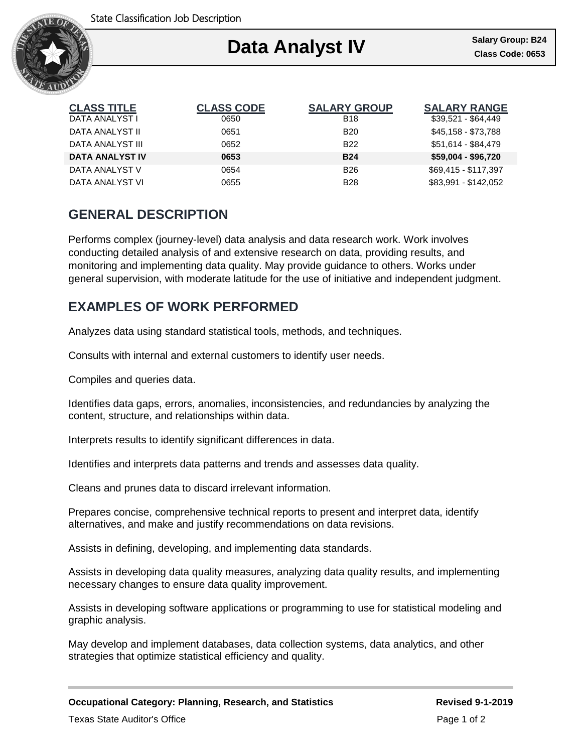State Classification Job Description

# Data Analyst IV

**Salary Group: B24**
**Class Code: 0653**

| CLASS TITLE | CLASS CODE | SALARY GROUP | SALARY RANGE |
|---|---|---|---|
| DATA ANALYST I | 0650 | B18 | $39,521 - $64,449 |
| DATA ANALYST II | 0651 | B20 | $45,158 - $73,788 |
| DATA ANALYST III | 0652 | B22 | $51,614 - $84,479 |
| **DATA ANALYST IV** | **0653** | **B24** | **$59,004 - $96,720** |
| DATA ANALYST V | 0654 | B26 | $69,415 - $117,397 |
| DATA ANALYST VI | 0655 | B28 | $83,991 - $142,052 |

## GENERAL DESCRIPTION

Performs complex (journey-level) data analysis and data research work. Work involves conducting detailed analysis of and extensive research on data, providing results, and monitoring and implementing data quality. May provide guidance to others. Works under general supervision, with moderate latitude for the use of initiative and independent judgment.

## EXAMPLES OF WORK PERFORMED

Analyzes data using standard statistical tools, methods, and techniques.

Consults with internal and external customers to identify user needs.

Compiles and queries data.

Identifies data gaps, errors, anomalies, inconsistencies, and redundancies by analyzing the content, structure, and relationships within data.

Interprets results to identify significant differences in data.

Identifies and interprets data patterns and trends and assesses data quality.

Cleans and prunes data to discard irrelevant information.

Prepares concise, comprehensive technical reports to present and interpret data, identify alternatives, and make and justify recommendations on data revisions.

Assists in defining, developing, and implementing data standards.

Assists in developing data quality measures, analyzing data quality results, and implementing necessary changes to ensure data quality improvement.

Assists in developing software applications or programming to use for statistical modeling and graphic analysis.

May develop and implement databases, data collection systems, data analytics, and other strategies that optimize statistical efficiency and quality.

**Occupational Category: Planning, Research, and Statistics** **Revised 9-1-2019**

Texas State Auditor's Office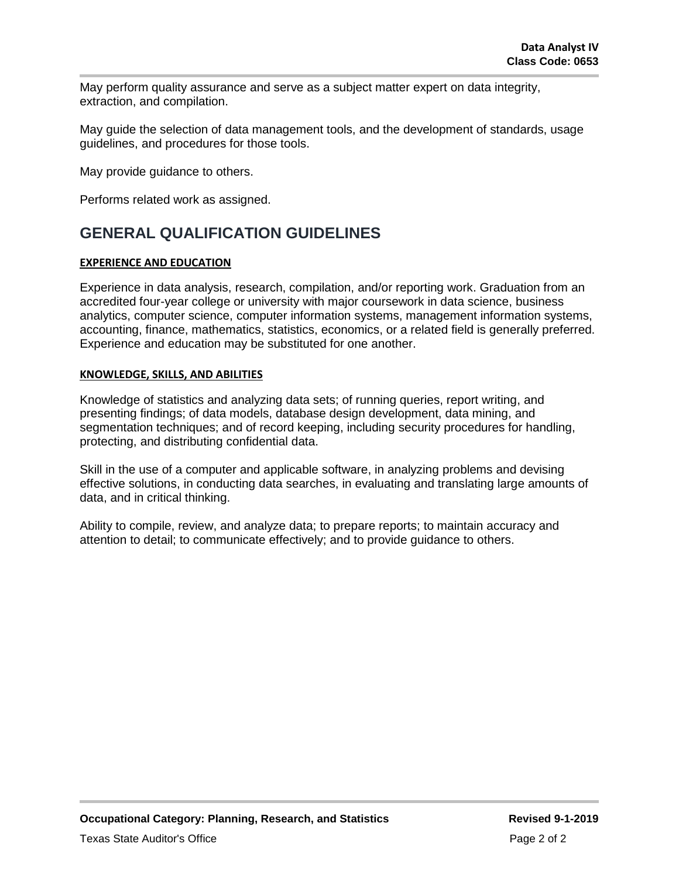May perform quality assurance and serve as a subject matter expert on data integrity, extraction, and compilation.

May guide the selection of data management tools, and the development of standards, usage guidelines, and procedures for those tools.

May provide guidance to others.

Performs related work as assigned.

## GENERAL QUALIFICATION GUIDELINES

### EXPERIENCE AND EDUCATION

Experience in data analysis, research, compilation, and/or reporting work. Graduation from an accredited four-year college or university with major coursework in data science, business analytics, computer science, computer information systems, management information systems, accounting, finance, mathematics, statistics, economics, or a related field is generally preferred. Experience and education may be substituted for one another.

### KNOWLEDGE, SKILLS, AND ABILITIES

Knowledge of statistics and analyzing data sets; of running queries, report writing, and presenting findings; of data models, database design development, data mining, and segmentation techniques; and of record keeping, including security procedures for handling, protecting, and distributing confidential data.

Skill in the use of a computer and applicable software, in analyzing problems and devising effective solutions, in conducting data searches, in evaluating and translating large amounts of data, and in critical thinking.

Ability to compile, review, and analyze data; to prepare reports; to maintain accuracy and attention to detail; to communicate effectively; and to provide guidance to others.